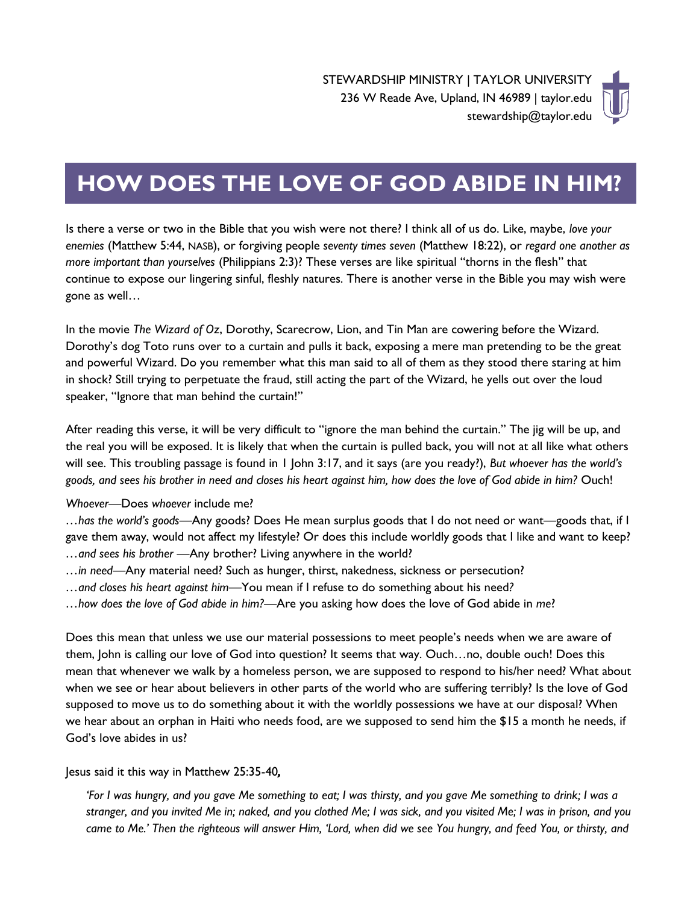STEWARDSHIP MINISTRY | TAYLOR UNIVERSITY
236 W Reade Ave, Upland, IN 46989 | taylor.edu
stewardship@taylor.edu

# HOW DOES THE LOVE OF GOD ABIDE IN HIM?

Is there a verse or two in the Bible that you wish were not there? I think all of us do. Like, maybe, *love your enemies* (Matthew 5:44, NASB), or forgiving people *seventy times seven* (Matthew 18:22), or *regard one another as more important than yourselves* (Philippians 2:3)? These verses are like spiritual "thorns in the flesh" that continue to expose our lingering sinful, fleshly natures. There is another verse in the Bible you may wish were gone as well…

In the movie *The Wizard of Oz*, Dorothy, Scarecrow, Lion, and Tin Man are cowering before the Wizard. Dorothy's dog Toto runs over to a curtain and pulls it back, exposing a mere man pretending to be the great and powerful Wizard. Do you remember what this man said to all of them as they stood there staring at him in shock? Still trying to perpetuate the fraud, still acting the part of the Wizard, he yells out over the loud speaker, "Ignore that man behind the curtain!"

After reading this verse, it will be very difficult to "ignore the man behind the curtain." The jig will be up, and the real you will be exposed. It is likely that when the curtain is pulled back, you will not at all like what others will see. This troubling passage is found in 1 John 3:17, and it says (are you ready?), *But whoever has the world's goods, and sees his brother in need and closes his heart against him, how does the love of God abide in him?* Ouch!

*Whoever*—Does *whoever* include me?
…*has the world's goods*—Any goods? Does He mean surplus goods that I do not need or want—goods that, if I gave them away, would not affect my lifestyle? Or does this include worldly goods that I like and want to keep?
…*and sees his brother* —Any brother? Living anywhere in the world?
…*in need*—Any material need? Such as hunger, thirst, nakedness, sickness or persecution?
…*and closes his heart against him*—You mean if I refuse to do something about his need?
…*how does the love of God abide in him?*—Are you asking how does the love of God abide in *me*?

Does this mean that unless we use our material possessions to meet people's needs when we are aware of them, John is calling our love of God into question? It seems that way. Ouch…no, double ouch! Does this mean that whenever we walk by a homeless person, we are supposed to respond to his/her need? What about when we see or hear about believers in other parts of the world who are suffering terribly? Is the love of God supposed to move us to do something about it with the worldly possessions we have at our disposal? When we hear about an orphan in Haiti who needs food, are we supposed to send him the $15 a month he needs, if God's love abides in us?

Jesus said it this way in Matthew 25:35-40**,**

> *'For I was hungry, and you gave Me something to eat; I was thirsty, and you gave Me something to drink; I was a stranger, and you invited Me in; naked, and you clothed Me; I was sick, and you visited Me; I was in prison, and you came to Me.' Then the righteous will answer Him, 'Lord, when did we see You hungry, and feed You, or thirsty, and*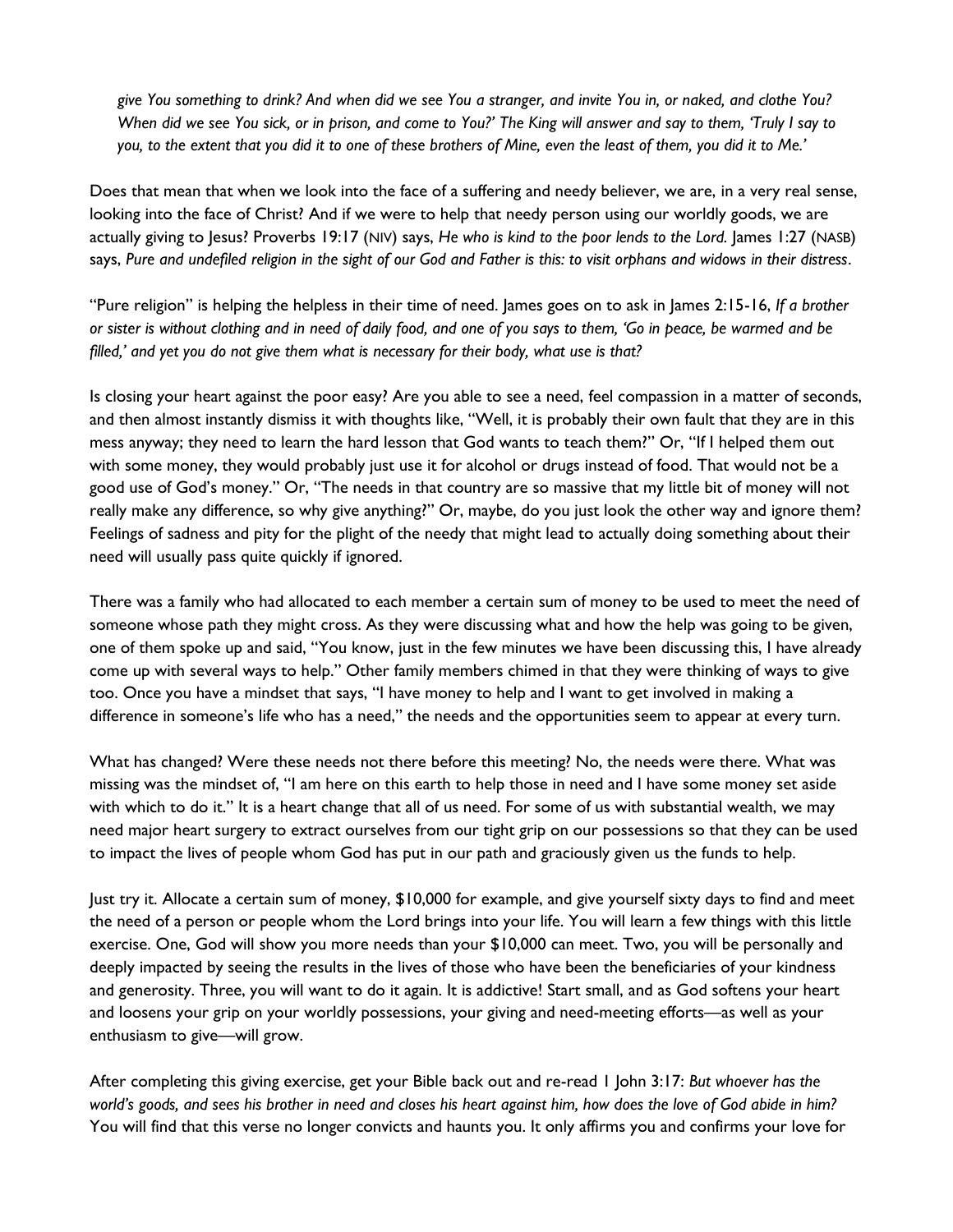*give You something to drink? And when did we see You a stranger, and invite You in, or naked, and clothe You? When did we see You sick, or in prison, and come to You?' The King will answer and say to them, 'Truly I say to you, to the extent that you did it to one of these brothers of Mine, even the least of them, you did it to Me.'*

Does that mean that when we look into the face of a suffering and needy believer, we are, in a very real sense, looking into the face of Christ? And if we were to help that needy person using our worldly goods, we are actually giving to Jesus? Proverbs 19:17 (NIV) says, *He who is kind to the poor lends to the Lord.* James 1:27 (NASB) says, *Pure and undefiled religion in the sight of our God and Father is this: to visit orphans and widows in their distress*.

"Pure religion" is helping the helpless in their time of need. James goes on to ask in James 2:15-16, *If a brother or sister is without clothing and in need of daily food, and one of you says to them, 'Go in peace, be warmed and be filled,' and yet you do not give them what is necessary for their body, what use is that?*

Is closing your heart against the poor easy? Are you able to see a need, feel compassion in a matter of seconds, and then almost instantly dismiss it with thoughts like, "Well, it is probably their own fault that they are in this mess anyway; they need to learn the hard lesson that God wants to teach them?" Or, "If I helped them out with some money, they would probably just use it for alcohol or drugs instead of food. That would not be a good use of God's money." Or, "The needs in that country are so massive that my little bit of money will not really make any difference, so why give anything?" Or, maybe, do you just look the other way and ignore them? Feelings of sadness and pity for the plight of the needy that might lead to actually doing something about their need will usually pass quite quickly if ignored.

There was a family who had allocated to each member a certain sum of money to be used to meet the need of someone whose path they might cross. As they were discussing what and how the help was going to be given, one of them spoke up and said, "You know, just in the few minutes we have been discussing this, I have already come up with several ways to help." Other family members chimed in that they were thinking of ways to give too. Once you have a mindset that says, "I have money to help and I want to get involved in making a difference in someone's life who has a need," the needs and the opportunities seem to appear at every turn.

What has changed? Were these needs not there before this meeting? No, the needs were there. What was missing was the mindset of, "I am here on this earth to help those in need and I have some money set aside with which to do it." It is a heart change that all of us need. For some of us with substantial wealth, we may need major heart surgery to extract ourselves from our tight grip on our possessions so that they can be used to impact the lives of people whom God has put in our path and graciously given us the funds to help.

Just try it. Allocate a certain sum of money, $10,000 for example, and give yourself sixty days to find and meet the need of a person or people whom the Lord brings into your life. You will learn a few things with this little exercise. One, God will show you more needs than your $10,000 can meet. Two, you will be personally and deeply impacted by seeing the results in the lives of those who have been the beneficiaries of your kindness and generosity. Three, you will want to do it again. It is addictive! Start small, and as God softens your heart and loosens your grip on your worldly possessions, your giving and need-meeting efforts—as well as your enthusiasm to give—will grow.

After completing this giving exercise, get your Bible back out and re-read 1 John 3:17: *But whoever has the world's goods, and sees his brother in need and closes his heart against him, how does the love of God abide in him?* You will find that this verse no longer convicts and haunts you. It only affirms you and confirms your love for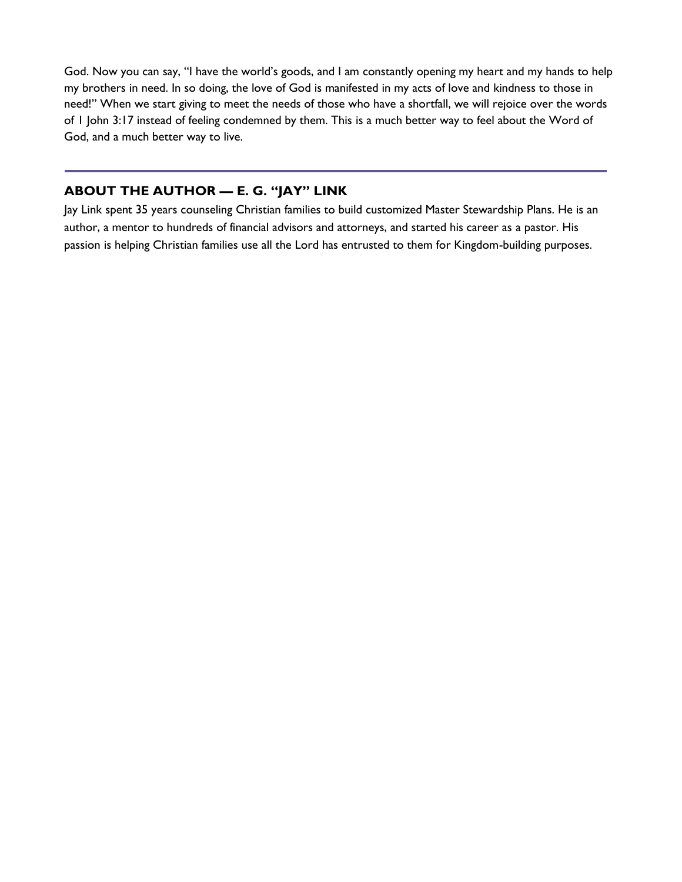God. Now you can say, "I have the world's goods, and I am constantly opening my heart and my hands to help my brothers in need. In so doing, the love of God is manifested in my acts of love and kindness to those in need!" When we start giving to meet the needs of those who have a shortfall, we will rejoice over the words of 1 John 3:17 instead of feeling condemned by them. This is a much better way to feel about the Word of God, and a much better way to live.

---

## ABOUT THE AUTHOR — E. G. "JAY" LINK

Jay Link spent 35 years counseling Christian families to build customized Master Stewardship Plans. He is an author, a mentor to hundreds of financial advisors and attorneys, and started his career as a pastor. His passion is helping Christian families use all the Lord has entrusted to them for Kingdom-building purposes.